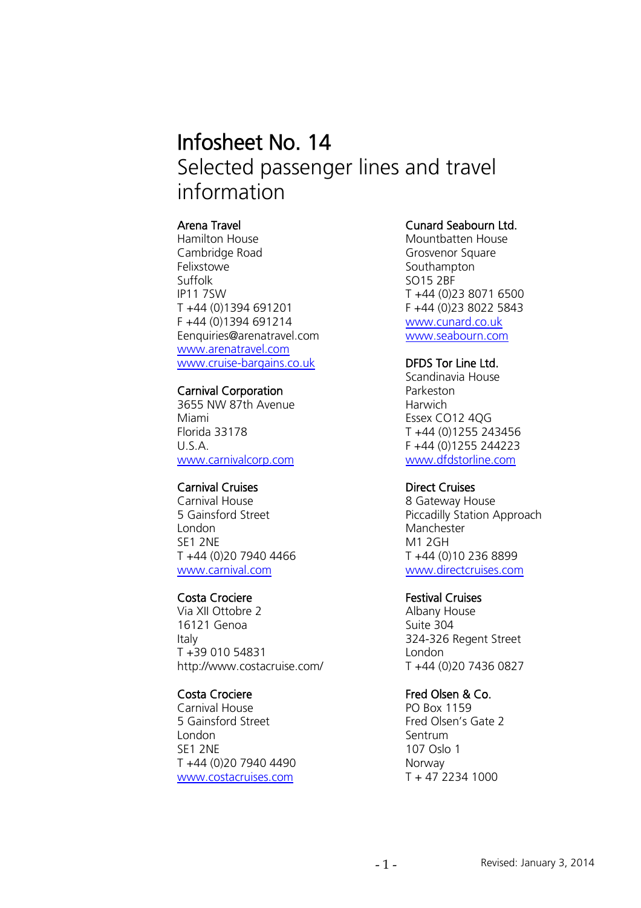# Infosheet No. 14

## Selected passenger lines and travel information

### Arena Travel
Hamilton House
Cambridge Road
Felixstowe
Suffolk
IP11 7SW
T +44 (0)1394 691201
F +44 (0)1394 691214
Eenquiries@arenatravel.com
www.arenatravel.com
www.cruise-bargains.co.uk

### Carnival Corporation
3655 NW 87th Avenue
Miami
Florida 33178
U.S.A.
www.carnivalcorp.com

### Carnival Cruises
Carnival House
5 Gainsford Street
London
SE1 2NE
T +44 (0)20 7940 4466
www.carnival.com

### Costa Crociere
Via XII Ottobre 2
16121 Genoa
Italy
T +39 010 54831
http://www.costacruise.com/

### Costa Crociere
Carnival House
5 Gainsford Street
London
SE1 2NE
T +44 (0)20 7940 4490
www.costacruises.com

### Cunard Seabourn Ltd.
Mountbatten House
Grosvenor Square
Southampton
SO15 2BF
T +44 (0)23 8071 6500
F +44 (0)23 8022 5843
www.cunard.co.uk
www.seabourn.com

### DFDS Tor Line Ltd.
Scandinavia House
Parkeston
Harwich
Essex CO12 4QG
T +44 (0)1255 243456
F +44 (0)1255 244223
www.dfdstorline.com

### Direct Cruises
8 Gateway House
Piccadilly Station Approach
Manchester
M1 2GH
T +44 (0)10 236 8899
www.directcruises.com

### Festival Cruises
Albany House
Suite 304
324-326 Regent Street
London
T +44 (0)20 7436 0827

### Fred Olsen & Co.
PO Box 1159
Fred Olsen's Gate 2
Sentrum
107 Oslo 1
Norway
T + 47 2234 1000

Revised: January 3, 2014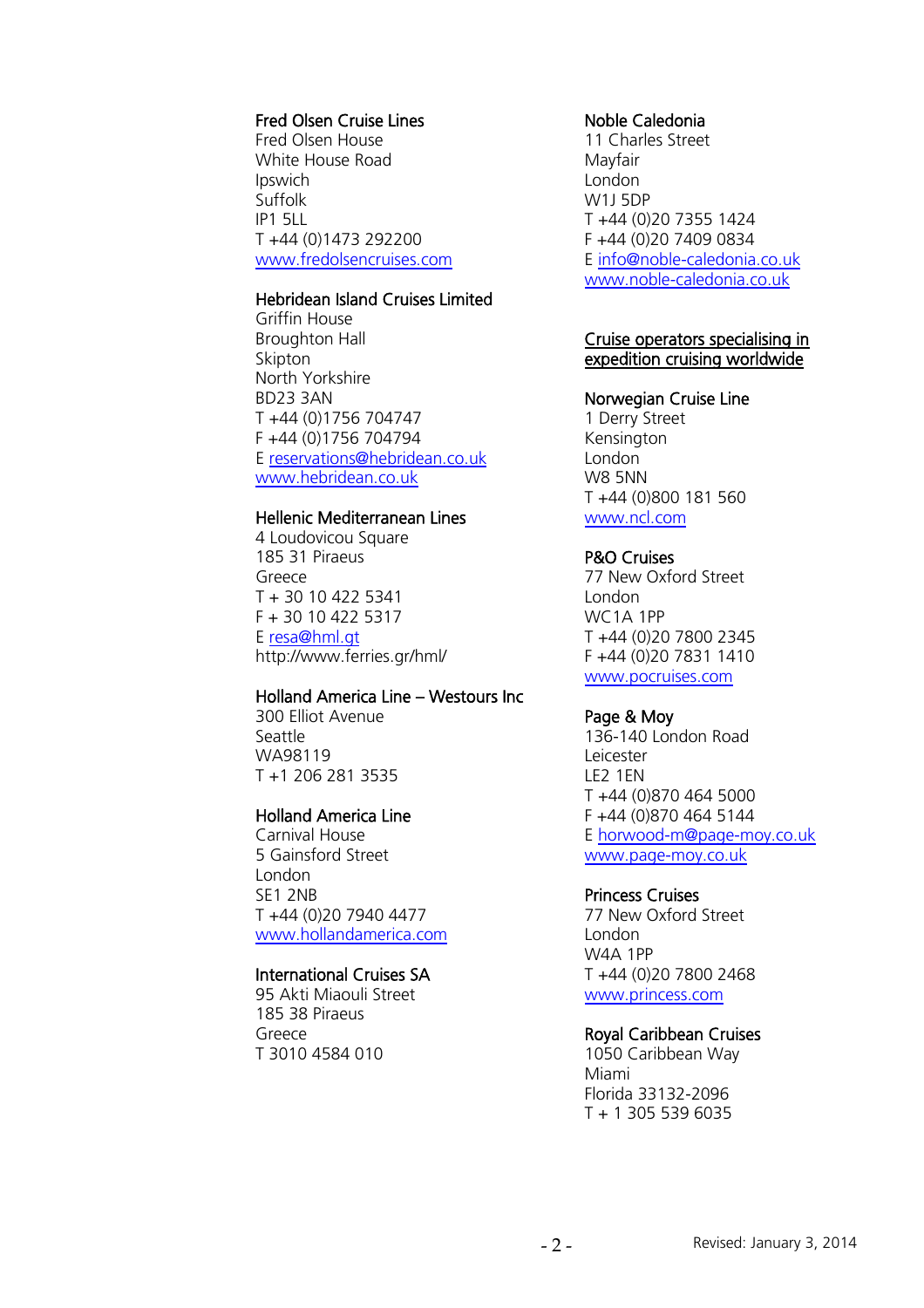**Fred Olsen Cruise Lines**
Fred Olsen House
White House Road
Ipswich
Suffolk
IP1 5LL
T +44 (0)1473 292200
www.fredolsencruises.com

**Hebridean Island Cruises Limited**
Griffin House
Broughton Hall
Skipton
North Yorkshire
BD23 3AN
T +44 (0)1756 704747
F +44 (0)1756 704794
E reservations@hebridean.co.uk
www.hebridean.co.uk

**Hellenic Mediterranean Lines**
4 Loudovicou Square
185 31 Piraeus
Greece
T + 30 10 422 5341
F + 30 10 422 5317
E resa@hml.gt
http://www.ferries.gr/hml/

**Holland America Line – Westours Inc**
300 Elliot Avenue
Seattle
WA98119
T +1 206 281 3535

**Holland America Line**
Carnival House
5 Gainsford Street
London
SE1 2NB
T +44 (0)20 7940 4477
www.hollandamerica.com

**International Cruises SA**
95 Akti Miaouli Street
185 38 Piraeus
Greece
T 3010 4584 010

**Noble Caledonia**
11 Charles Street
Mayfair
London
W1J 5DP
T +44 (0)20 7355 1424
F +44 (0)20 7409 0834
E info@noble-caledonia.co.uk
www.noble-caledonia.co.uk

## Cruise operators specialising in expedition cruising worldwide

**Norwegian Cruise Line**
1 Derry Street
Kensington
London
W8 5NN
T +44 (0)800 181 560
www.ncl.com

**P&O Cruises**
77 New Oxford Street
London
WC1A 1PP
T +44 (0)20 7800 2345
F +44 (0)20 7831 1410
www.pocruises.com

**Page & Moy**
136-140 London Road
Leicester
LE2 1EN
T +44 (0)870 464 5000
F +44 (0)870 464 5144
E horwood-m@page-moy.co.uk
www.page-moy.co.uk

**Princess Cruises**
77 New Oxford Street
London
W4A 1PP
T +44 (0)20 7800 2468
www.princess.com

**Royal Caribbean Cruises**
1050 Caribbean Way
Miami
Florida 33132-2096
T + 1 305 539 6035

Revised: January 3, 2014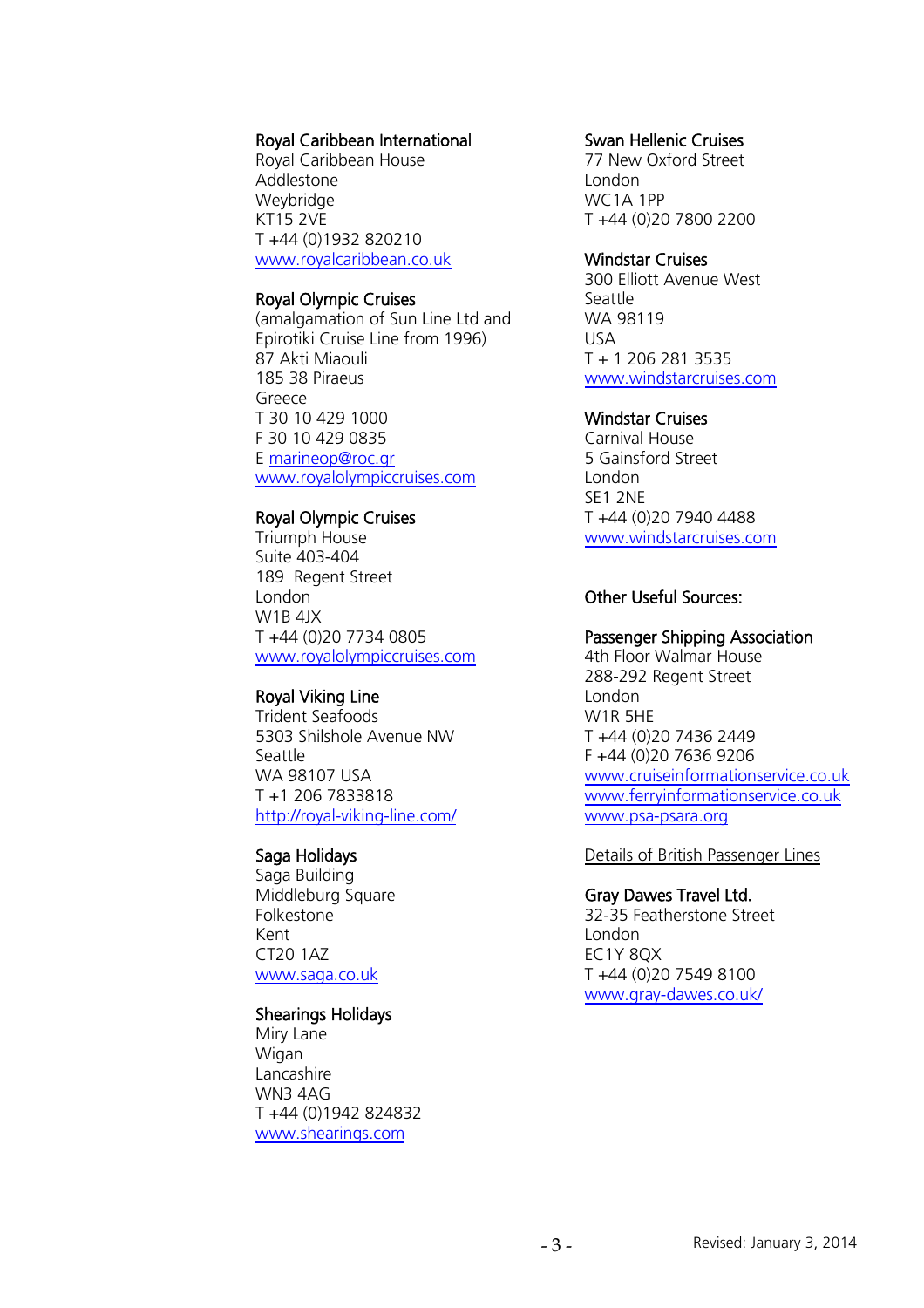**Royal Caribbean International**
Royal Caribbean House
Addlestone
Weybridge
KT15 2VE
T +44 (0)1932 820210
www.royalcaribbean.co.uk

**Royal Olympic Cruises**
(amalgamation of Sun Line Ltd and Epirotiki Cruise Line from 1996)
87 Akti Miaouli
185 38 Piraeus
Greece
T 30 10 429 1000
F 30 10 429 0835
E marineop@roc.gr
www.royalolympiccruises.com

**Royal Olympic Cruises**
Triumph House
Suite 403-404
189 Regent Street
London
W1B 4JX
T +44 (0)20 7734 0805
www.royalolympiccruises.com

**Royal Viking Line**
Trident Seafoods
5303 Shilshole Avenue NW
Seattle
WA 98107 USA
T +1 206 7833818
http://royal-viking-line.com/

**Saga Holidays**
Saga Building
Middleburg Square
Folkestone
Kent
CT20 1AZ
www.saga.co.uk

**Shearings Holidays**
Miry Lane
Wigan
Lancashire
WN3 4AG
T +44 (0)1942 824832
www.shearings.com

**Swan Hellenic Cruises**
77 New Oxford Street
London
WC1A 1PP
T +44 (0)20 7800 2200

**Windstar Cruises**
300 Elliott Avenue West
Seattle
WA 98119
USA
T + 1 206 281 3535
www.windstarcruises.com

**Windstar Cruises**
Carnival House
5 Gainsford Street
London
SE1 2NE
T +44 (0)20 7940 4488
www.windstarcruises.com

## Other Useful Sources:

**Passenger Shipping Association**
4th Floor Walmar House
288-292 Regent Street
London
W1R 5HE
T +44 (0)20 7436 2449
F +44 (0)20 7636 9206
www.cruiseinformationservice.co.uk
www.ferryinformationservice.co.uk
www.psa-psara.org

Details of British Passenger Lines

**Gray Dawes Travel Ltd.**
32-35 Featherstone Street
London
EC1Y 8QX
T +44 (0)20 7549 8100
www.gray-dawes.co.uk/

Revised: January 3, 2014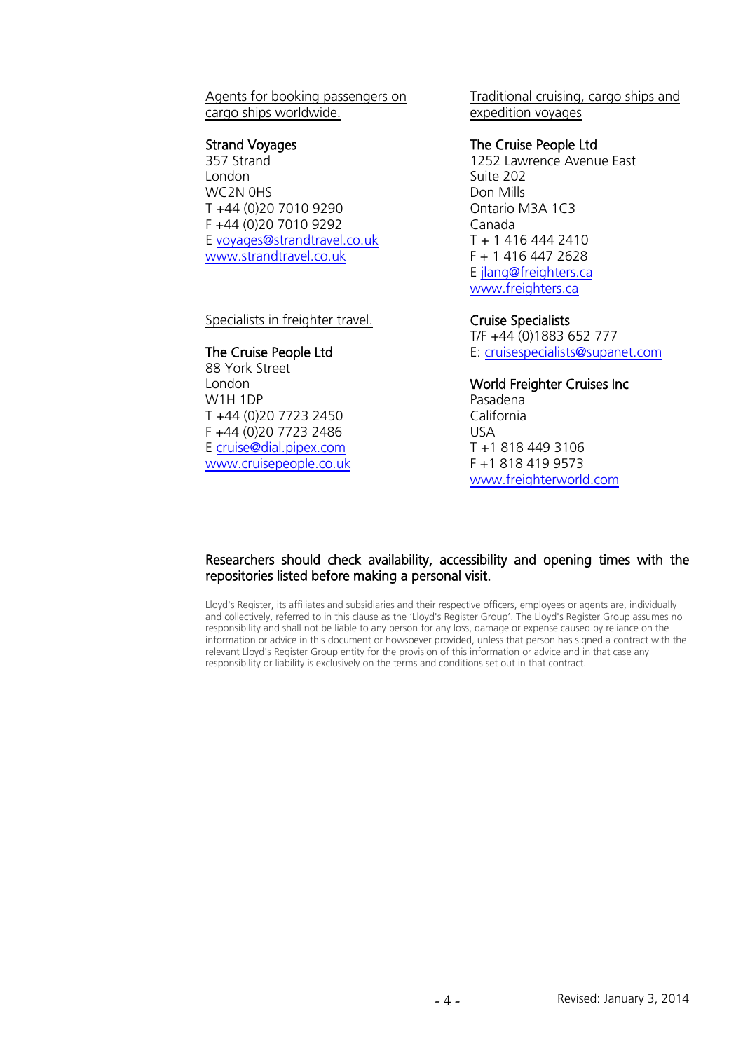Agents for booking passengers on cargo ships worldwide.

**Strand Voyages**
357 Strand
London
WC2N 0HS
T +44 (0)20 7010 9290
F +44 (0)20 7010 9292
E voyages@strandtravel.co.uk
www.strandtravel.co.uk

Specialists in freighter travel.

**The Cruise People Ltd**
88 York Street
London
W1H 1DP
T +44 (0)20 7723 2450
F +44 (0)20 7723 2486
E cruise@dial.pipex.com
www.cruisepeople.co.uk

Traditional cruising, cargo ships and expedition voyages

**The Cruise People Ltd**
1252 Lawrence Avenue East
Suite 202
Don Mills
Ontario M3A 1C3
Canada
T + 1 416 444 2410
F + 1 416 447 2628
E jlang@freighters.ca
www.freighters.ca

**Cruise Specialists**
T/F +44 (0)1883 652 777
E: cruisespecialists@supanet.com

**World Freighter Cruises Inc**
Pasadena
California
USA
T +1 818 449 3106
F +1 818 419 9573
www.freighterworld.com

**Researchers should check availability, accessibility and opening times with the repositories listed before making a personal visit.**

Lloyd's Register, its affiliates and subsidiaries and their respective officers, employees or agents are, individually and collectively, referred to in this clause as the 'Lloyd's Register Group'. The Lloyd's Register Group assumes no responsibility and shall not be liable to any person for any loss, damage or expense caused by reliance on the information or advice in this document or howsoever provided, unless that person has signed a contract with the relevant Lloyd's Register Group entity for the provision of this information or advice and in that case any responsibility or liability is exclusively on the terms and conditions set out in that contract.

Revised: January 3, 2014